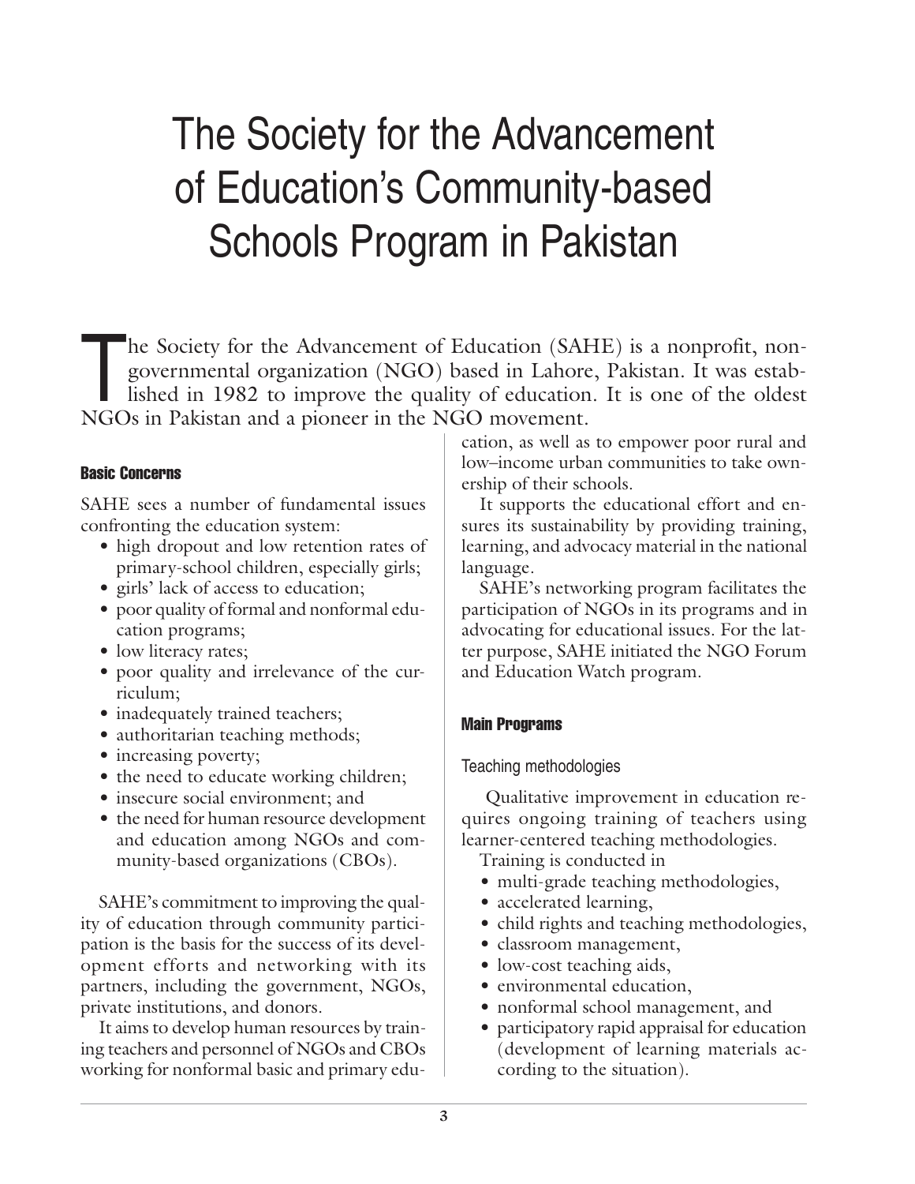# The Society for the Advancement of Education's Community-based Schools Program in Pakistan

The Society for the Advancement of Education (SAHE) is a nonprofit, nongovernmental organization (NGO) based in Lahore, Pakistan. It was established in 1982 to improve the quality of education. It is one of the oldest NGOs in Pakistan and a pioneer in the NGO movement.

## Basic Concerns

SAHE sees a number of fundamental issues confronting the education system:

- high dropout and low retention rates of primary-school children, especially girls;
- girls' lack of access to education;
- poor quality of formal and nonformal education programs;
- low literacy rates;
- poor quality and irrelevance of the curriculum;
- inadequately trained teachers;
- authoritarian teaching methods;
- increasing poverty;
- the need to educate working children;
- insecure social environment; and
- the need for human resource development and education among NGOs and community-based organizations (CBOs).

SAHE's commitment to improving the quality of education through community participation is the basis for the success of its development efforts and networking with its partners, including the government, NGOs, private institutions, and donors.

It aims to develop human resources by training teachers and personnel of NGOs and CBOs working for nonformal basic and primary education, as well as to empower poor rural and low–income urban communities to take ownership of their schools.

It supports the educational effort and ensures its sustainability by providing training, learning, and advocacy material in the national language.

SAHE's networking program facilitates the participation of NGOs in its programs and in advocating for educational issues. For the latter purpose, SAHE initiated the NGO Forum and Education Watch program.

## Main Programs

### Teaching methodologies

Qualitative improvement in education requires ongoing training of teachers using learner-centered teaching methodologies.

Training is conducted in

- multi-grade teaching methodologies,
- accelerated learning,
- child rights and teaching methodologies,
- classroom management,
- low-cost teaching aids,
- environmental education,
- nonformal school management, and
- participatory rapid appraisal for education (development of learning materials according to the situation).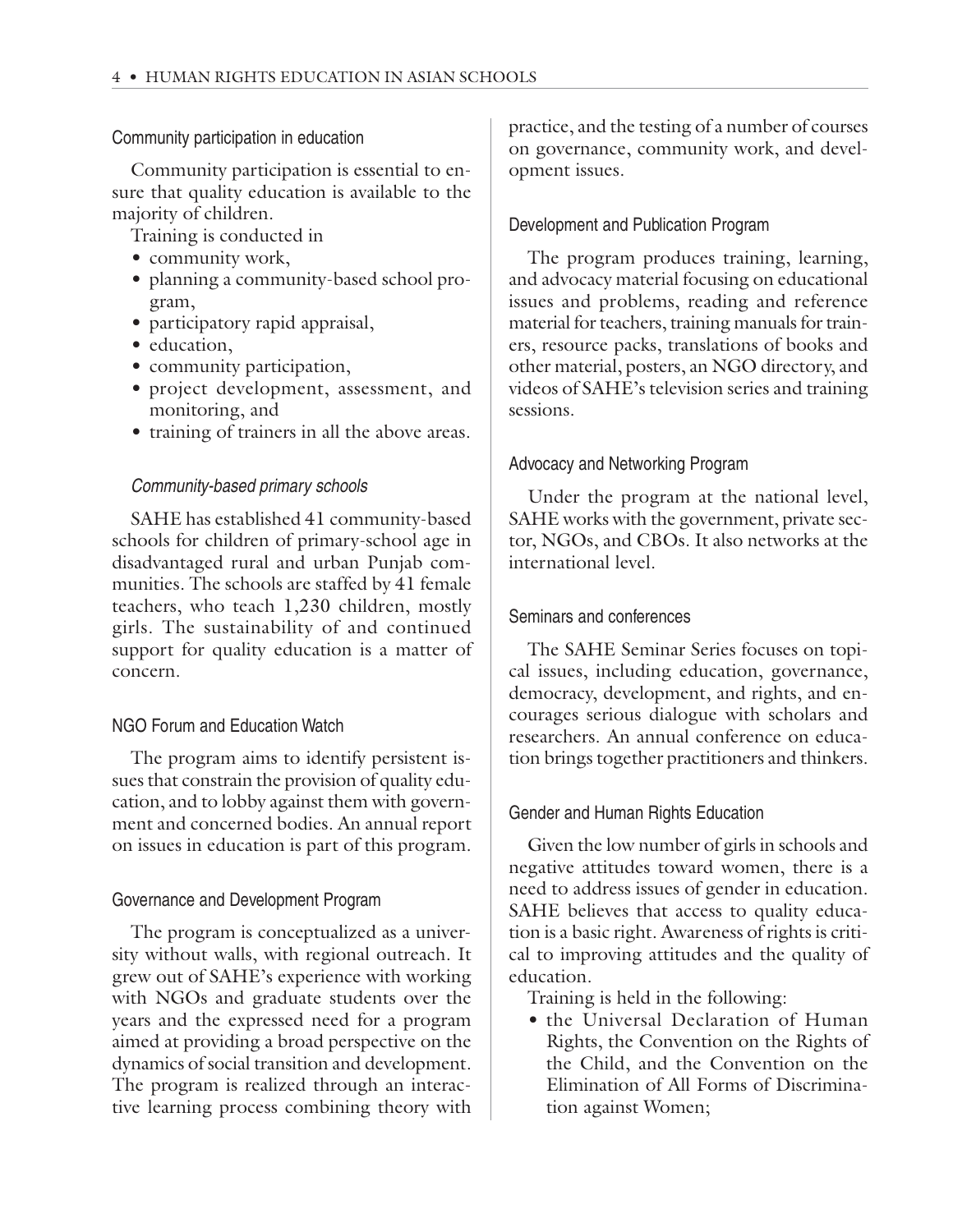### Community participation in education

Community participation is essential to ensure that quality education is available to the majority of children.

Training is conducted in

- community work,
- planning a community-based school program,
- participatory rapid appraisal,
- education,
- community participation,
- project development, assessment, and monitoring, and
- training of trainers in all the above areas.

#### *Community-based primary schools*

SAHE has established 41 community-based schools for children of primary-school age in disadvantaged rural and urban Punjab communities. The schools are staffed by 41 female teachers, who teach 1,230 children, mostly girls. The sustainability of and continued support for quality education is a matter of concern.

### NGO Forum and Education Watch

The program aims to identify persistent issues that constrain the provision of quality education, and to lobby against them with government and concerned bodies. An annual report on issues in education is part of this program.

### Governance and Development Program

The program is conceptualized as a university without walls, with regional outreach. It grew out of SAHE's experience with working with NGOs and graduate students over the years and the expressed need for a program aimed at providing a broad perspective on the dynamics of social transition and development. The program is realized through an interactive learning process combining theory with practice, and the testing of a number of courses on governance, community work, and development issues.

### Development and Publication Program

The program produces training, learning, and advocacy material focusing on educational issues and problems, reading and reference material for teachers, training manuals for trainers, resource packs, translations of books and other material, posters, an NGO directory, and videos of SAHE's television series and training sessions.

### Advocacy and Networking Program

Under the program at the national level, SAHE works with the government, private sector, NGOs, and CBOs. It also networks at the international level.

### Seminars and conferences

The SAHE Seminar Series focuses on topical issues, including education, governance, democracy, development, and rights, and encourages serious dialogue with scholars and researchers. An annual conference on education brings together practitioners and thinkers.

### Gender and Human Rights Education

Given the low number of girls in schools and negative attitudes toward women, there is a need to address issues of gender in education. SAHE believes that access to quality education is a basic right. Awareness of rights is critical to improving attitudes and the quality of education.

Training is held in the following:

- the Universal Declaration of Human Rights, the Convention on the Rights of the Child, and the Convention on the Elimination of All Forms of Discrimination against Women;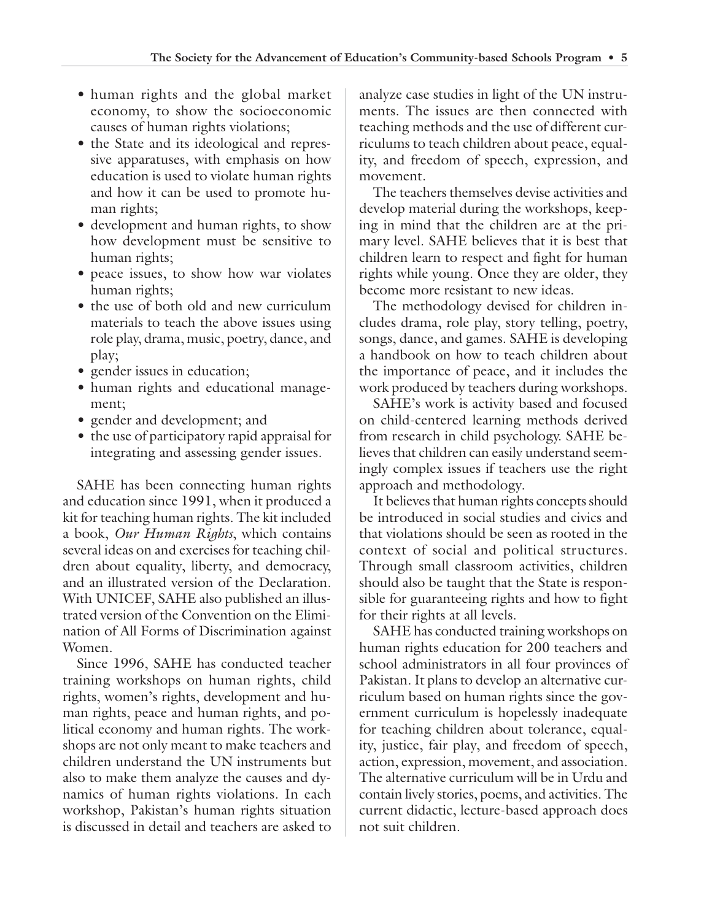- human rights and the global market economy, to show the socioeconomic causes of human rights violations;
- the State and its ideological and repressive apparatuses, with emphasis on how education is used to violate human rights and how it can be used to promote human rights;
- development and human rights, to show how development must be sensitive to human rights;
- peace issues, to show how war violates human rights;
- the use of both old and new curriculum materials to teach the above issues using role play, drama, music, poetry, dance, and play;
- gender issues in education;
- human rights and educational management;
- gender and development; and
- the use of participatory rapid appraisal for integrating and assessing gender issues.

SAHE has been connecting human rights and education since 1991, when it produced a kit for teaching human rights. The kit included a book, *Our Human Rights*, which contains several ideas on and exercises for teaching children about equality, liberty, and democracy, and an illustrated version of the Declaration. With UNICEF, SAHE also published an illustrated version of the Convention on the Elimination of All Forms of Discrimination against Women.

Since 1996, SAHE has conducted teacher training workshops on human rights, child rights, women's rights, development and human rights, peace and human rights, and political economy and human rights. The workshops are not only meant to make teachers and children understand the UN instruments but also to make them analyze the causes and dynamics of human rights violations. In each workshop, Pakistan's human rights situation is discussed in detail and teachers are asked to analyze case studies in light of the UN instruments. The issues are then connected with teaching methods and the use of different curriculums to teach children about peace, equality, and freedom of speech, expression, and movement.

The teachers themselves devise activities and develop material during the workshops, keeping in mind that the children are at the primary level. SAHE believes that it is best that children learn to respect and fight for human rights while young. Once they are older, they become more resistant to new ideas.

The methodology devised for children includes drama, role play, story telling, poetry, songs, dance, and games. SAHE is developing a handbook on how to teach children about the importance of peace, and it includes the work produced by teachers during workshops.

SAHE's work is activity based and focused on child-centered learning methods derived from research in child psychology. SAHE believes that children can easily understand seemingly complex issues if teachers use the right approach and methodology.

It believes that human rights concepts should be introduced in social studies and civics and that violations should be seen as rooted in the context of social and political structures. Through small classroom activities, children should also be taught that the State is responsible for guaranteeing rights and how to fight for their rights at all levels.

SAHE has conducted training workshops on human rights education for 200 teachers and school administrators in all four provinces of Pakistan. It plans to develop an alternative curriculum based on human rights since the government curriculum is hopelessly inadequate for teaching children about tolerance, equality, justice, fair play, and freedom of speech, action, expression, movement, and association. The alternative curriculum will be in Urdu and contain lively stories, poems, and activities. The current didactic, lecture-based approach does not suit children.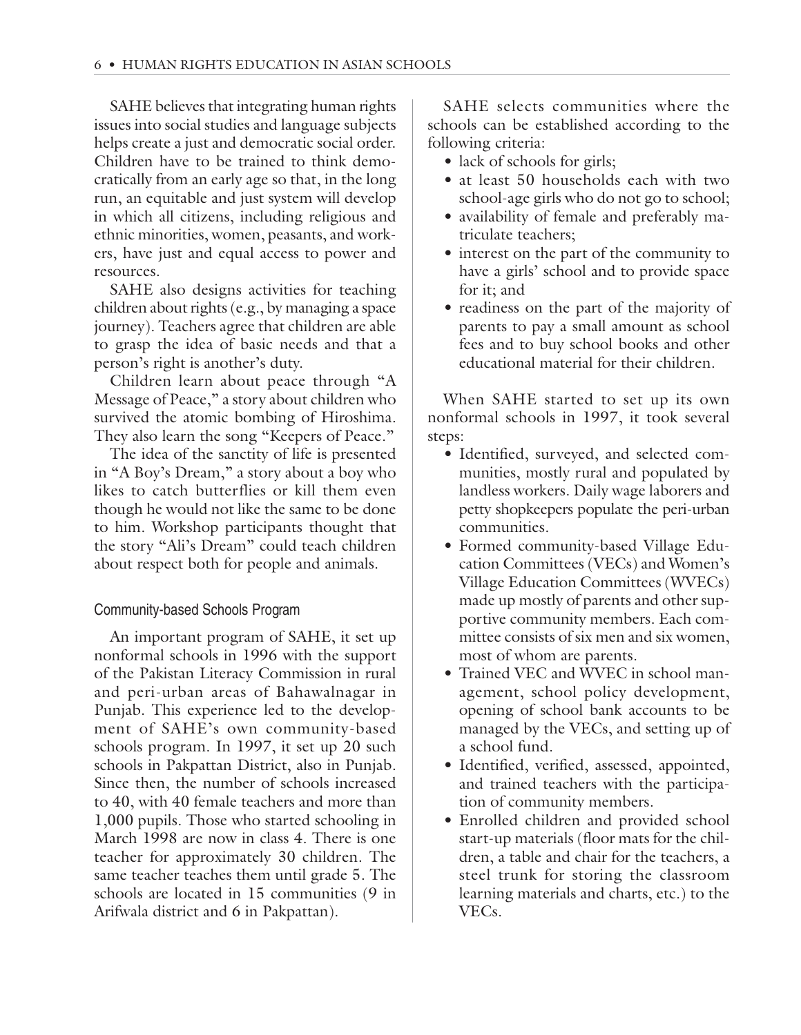SAHE believes that integrating human rights issues into social studies and language subjects helps create a just and democratic social order. Children have to be trained to think democratically from an early age so that, in the long run, an equitable and just system will develop in which all citizens, including religious and ethnic minorities, women, peasants, and workers, have just and equal access to power and resources.

SAHE also designs activities for teaching children about rights (e.g., by managing a space journey). Teachers agree that children are able to grasp the idea of basic needs and that a person's right is another's duty.

Children learn about peace through "A Message of Peace," a story about children who survived the atomic bombing of Hiroshima. They also learn the song "Keepers of Peace."

The idea of the sanctity of life is presented in "A Boy's Dream," a story about a boy who likes to catch butterflies or kill them even though he would not like the same to be done to him. Workshop participants thought that the story "Ali's Dream" could teach children about respect both for people and animals.

### Community-based Schools Program

An important program of SAHE, it set up nonformal schools in 1996 with the support of the Pakistan Literacy Commission in rural and peri-urban areas of Bahawalnagar in Punjab. This experience led to the development of SAHE's own community-based schools program. In 1997, it set up 20 such schools in Pakpattan District, also in Punjab. Since then, the number of schools increased to 40, with 40 female teachers and more than 1,000 pupils. Those who started schooling in March 1998 are now in class 4. There is one teacher for approximately 30 children. The same teacher teaches them until grade 5. The schools are located in 15 communities (9 in Arifwala district and 6 in Pakpattan).

SAHE selects communities where the schools can be established according to the following criteria:

- lack of schools for girls;
- at least 50 households each with two school-age girls who do not go to school;
- availability of female and preferably matriculate teachers;
- interest on the part of the community to have a girls' school and to provide space for it; and
- readiness on the part of the majority of parents to pay a small amount as school fees and to buy school books and other educational material for their children.

When SAHE started to set up its own nonformal schools in 1997, it took several steps:

- Identified, surveyed, and selected communities, mostly rural and populated by landless workers. Daily wage laborers and petty shopkeepers populate the peri-urban communities.
- Formed community-based Village Education Committees (VECs) and Women's Village Education Committees (WVECs) made up mostly of parents and other supportive community members. Each committee consists of six men and six women, most of whom are parents.
- Trained VEC and WVEC in school management, school policy development, opening of school bank accounts to be managed by the VECs, and setting up of a school fund.
- Identified, verified, assessed, appointed, and trained teachers with the participation of community members.
- Enrolled children and provided school start-up materials (floor mats for the children, a table and chair for the teachers, a steel trunk for storing the classroom learning materials and charts, etc.) to the VECs.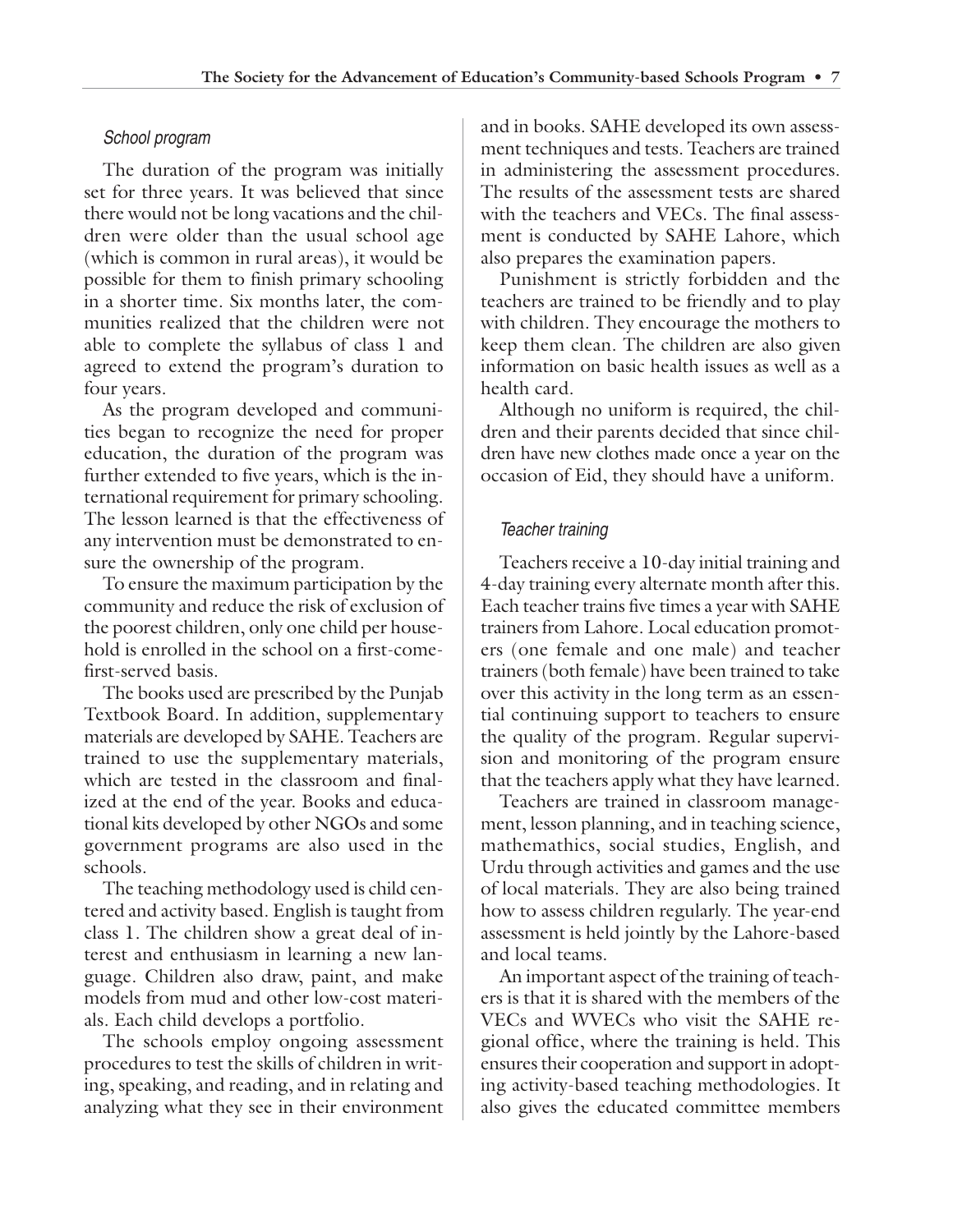### *School program*

The duration of the program was initially set for three years. It was believed that since there would not be long vacations and the children were older than the usual school age (which is common in rural areas), it would be possible for them to finish primary schooling in a shorter time. Six months later, the communities realized that the children were not able to complete the syllabus of class 1 and agreed to extend the program's duration to four years.

As the program developed and communities began to recognize the need for proper education, the duration of the program was further extended to five years, which is the international requirement for primary schooling. The lesson learned is that the effectiveness of any intervention must be demonstrated to ensure the ownership of the program.

To ensure the maximum participation by the community and reduce the risk of exclusion of the poorest children, only one child per household is enrolled in the school on a first-come-first-served basis.

The books used are prescribed by the Punjab Textbook Board. In addition, supplementary materials are developed by SAHE. Teachers are trained to use the supplementary materials, which are tested in the classroom and finalized at the end of the year. Books and educational kits developed by other NGOs and some government programs are also used in the schools.

The teaching methodology used is child centered and activity based. English is taught from class 1. The children show a great deal of interest and enthusiasm in learning a new language. Children also draw, paint, and make models from mud and other low-cost materials. Each child develops a portfolio.

The schools employ ongoing assessment procedures to test the skills of children in writing, speaking, and reading, and in relating and analyzing what they see in their environment and in books. SAHE developed its own assessment techniques and tests. Teachers are trained in administering the assessment procedures. The results of the assessment tests are shared with the teachers and VECs. The final assessment is conducted by SAHE Lahore, which also prepares the examination papers.

Punishment is strictly forbidden and the teachers are trained to be friendly and to play with children. They encourage the mothers to keep them clean. The children are also given information on basic health issues as well as a health card.

Although no uniform is required, the children and their parents decided that since children have new clothes made once a year on the occasion of Eid, they should have a uniform.

### *Teacher training*

Teachers receive a 10-day initial training and 4-day training every alternate month after this. Each teacher trains five times a year with SAHE trainers from Lahore. Local education promoters (one female and one male) and teacher trainers (both female) have been trained to take over this activity in the long term as an essential continuing support to teachers to ensure the quality of the program. Regular supervision and monitoring of the program ensure that the teachers apply what they have learned.

Teachers are trained in classroom management, lesson planning, and in teaching science, mathemathics, social studies, English, and Urdu through activities and games and the use of local materials. They are also being trained how to assess children regularly. The year-end assessment is held jointly by the Lahore-based and local teams.

An important aspect of the training of teachers is that it is shared with the members of the VECs and WVECs who visit the SAHE regional office, where the training is held. This ensures their cooperation and support in adopting activity-based teaching methodologies. It also gives the educated committee members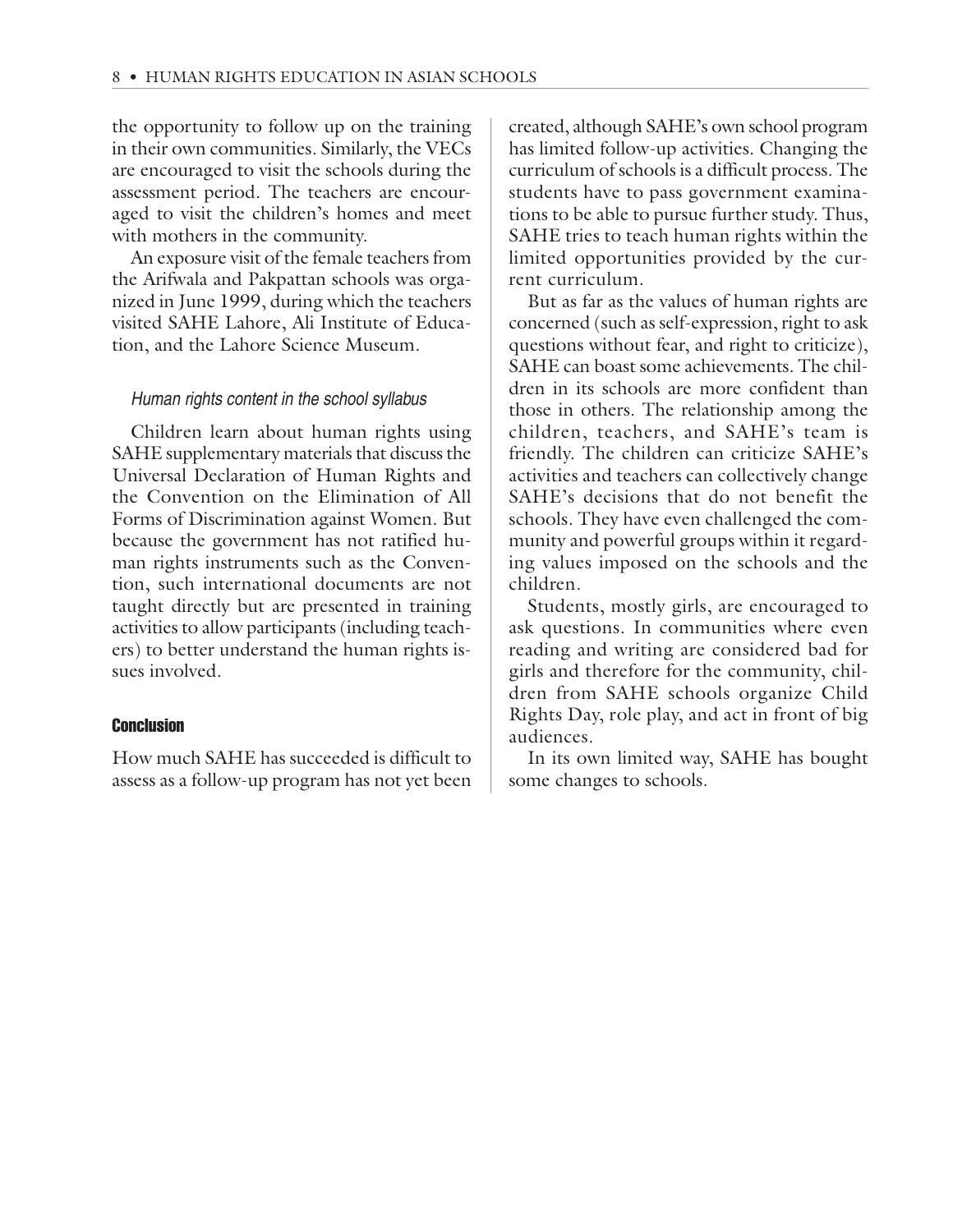the opportunity to follow up on the training in their own communities. Similarly, the VECs are encouraged to visit the schools during the assessment period. The teachers are encouraged to visit the children's homes and meet with mothers in the community.

An exposure visit of the female teachers from the Arifwala and Pakpattan schools was organized in June 1999, during which the teachers visited SAHE Lahore, Ali Institute of Education, and the Lahore Science Museum.

### *Human rights content in the school syllabus*

Children learn about human rights using SAHE supplementary materials that discuss the Universal Declaration of Human Rights and the Convention on the Elimination of All Forms of Discrimination against Women. But because the government has not ratified human rights instruments such as the Convention, such international documents are not taught directly but are presented in training activities to allow participants (including teachers) to better understand the human rights issues involved.

## Conclusion

How much SAHE has succeeded is difficult to assess as a follow-up program has not yet been created, although SAHE's own school program has limited follow-up activities. Changing the curriculum of schools is a difficult process. The students have to pass government examinations to be able to pursue further study. Thus, SAHE tries to teach human rights within the limited opportunities provided by the current curriculum.

But as far as the values of human rights are concerned (such as self-expression, right to ask questions without fear, and right to criticize), SAHE can boast some achievements. The children in its schools are more confident than those in others. The relationship among the children, teachers, and SAHE's team is friendly. The children can criticize SAHE's activities and teachers can collectively change SAHE's decisions that do not benefit the schools. They have even challenged the community and powerful groups within it regarding values imposed on the schools and the children.

Students, mostly girls, are encouraged to ask questions. In communities where even reading and writing are considered bad for girls and therefore for the community, children from SAHE schools organize Child Rights Day, role play, and act in front of big audiences.

In its own limited way, SAHE has bought some changes to schools.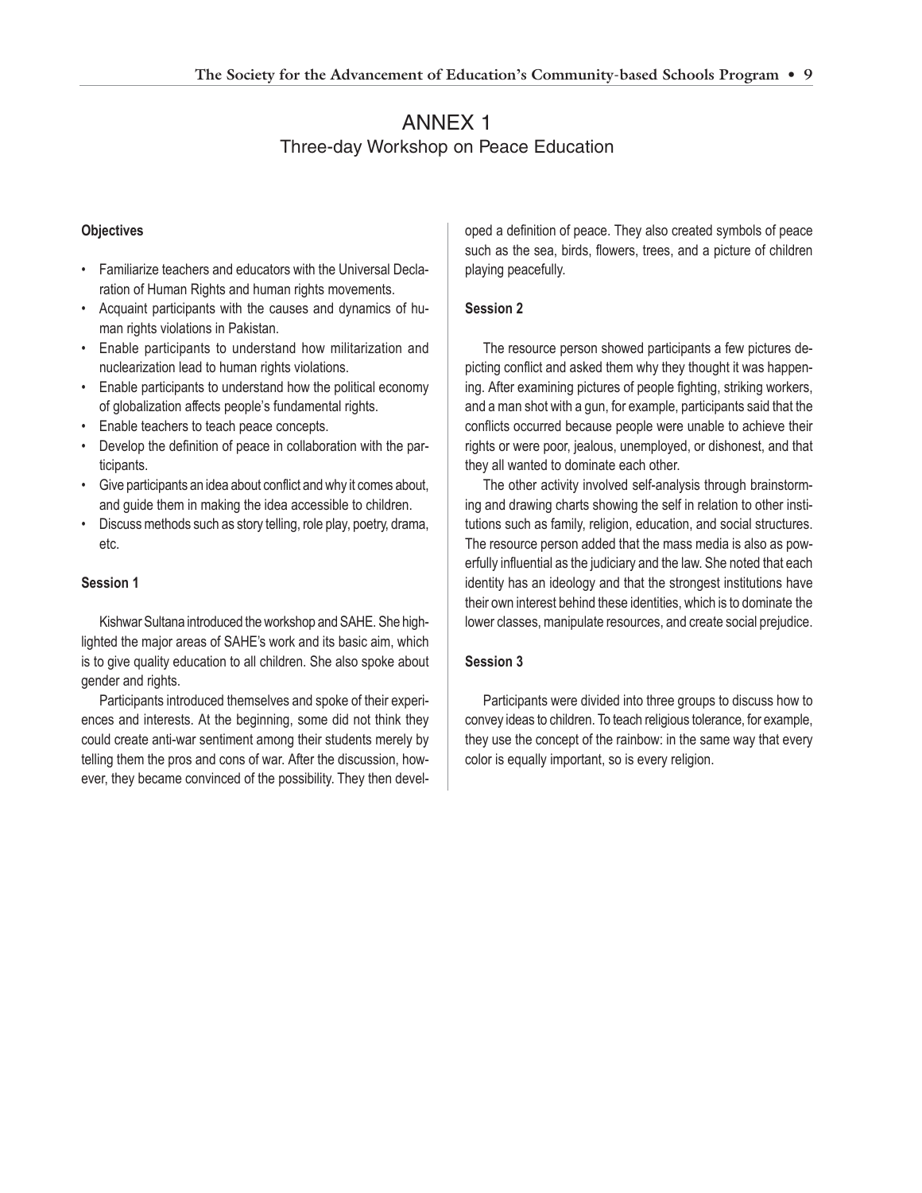# ANNEX 1

## Three-day Workshop on Peace Education

**Objectives**

- Familiarize teachers and educators with the Universal Declaration of Human Rights and human rights movements.
- Acquaint participants with the causes and dynamics of human rights violations in Pakistan.
- Enable participants to understand how militarization and nuclearization lead to human rights violations.
- Enable participants to understand how the political economy of globalization affects people's fundamental rights.
- Enable teachers to teach peace concepts.
- Develop the definition of peace in collaboration with the participants.
- Give participants an idea about conflict and why it comes about, and guide them in making the idea accessible to children.
- Discuss methods such as story telling, role play, poetry, drama, etc.

**Session 1**

Kishwar Sultana introduced the workshop and SAHE. She highlighted the major areas of SAHE's work and its basic aim, which is to give quality education to all children. She also spoke about gender and rights.

Participants introduced themselves and spoke of their experiences and interests. At the beginning, some did not think they could create anti-war sentiment among their students merely by telling them the pros and cons of war. After the discussion, however, they became convinced of the possibility. They then developed a definition of peace. They also created symbols of peace such as the sea, birds, flowers, trees, and a picture of children playing peacefully.

**Session 2**

The resource person showed participants a few pictures depicting conflict and asked them why they thought it was happening. After examining pictures of people fighting, striking workers, and a man shot with a gun, for example, participants said that the conflicts occurred because people were unable to achieve their rights or were poor, jealous, unemployed, or dishonest, and that they all wanted to dominate each other.

The other activity involved self-analysis through brainstorming and drawing charts showing the self in relation to other institutions such as family, religion, education, and social structures. The resource person added that the mass media is also as powerfully influential as the judiciary and the law. She noted that each identity has an ideology and that the strongest institutions have their own interest behind these identities, which is to dominate the lower classes, manipulate resources, and create social prejudice.

**Session 3**

Participants were divided into three groups to discuss how to convey ideas to children. To teach religious tolerance, for example, they use the concept of the rainbow: in the same way that every color is equally important, so is every religion.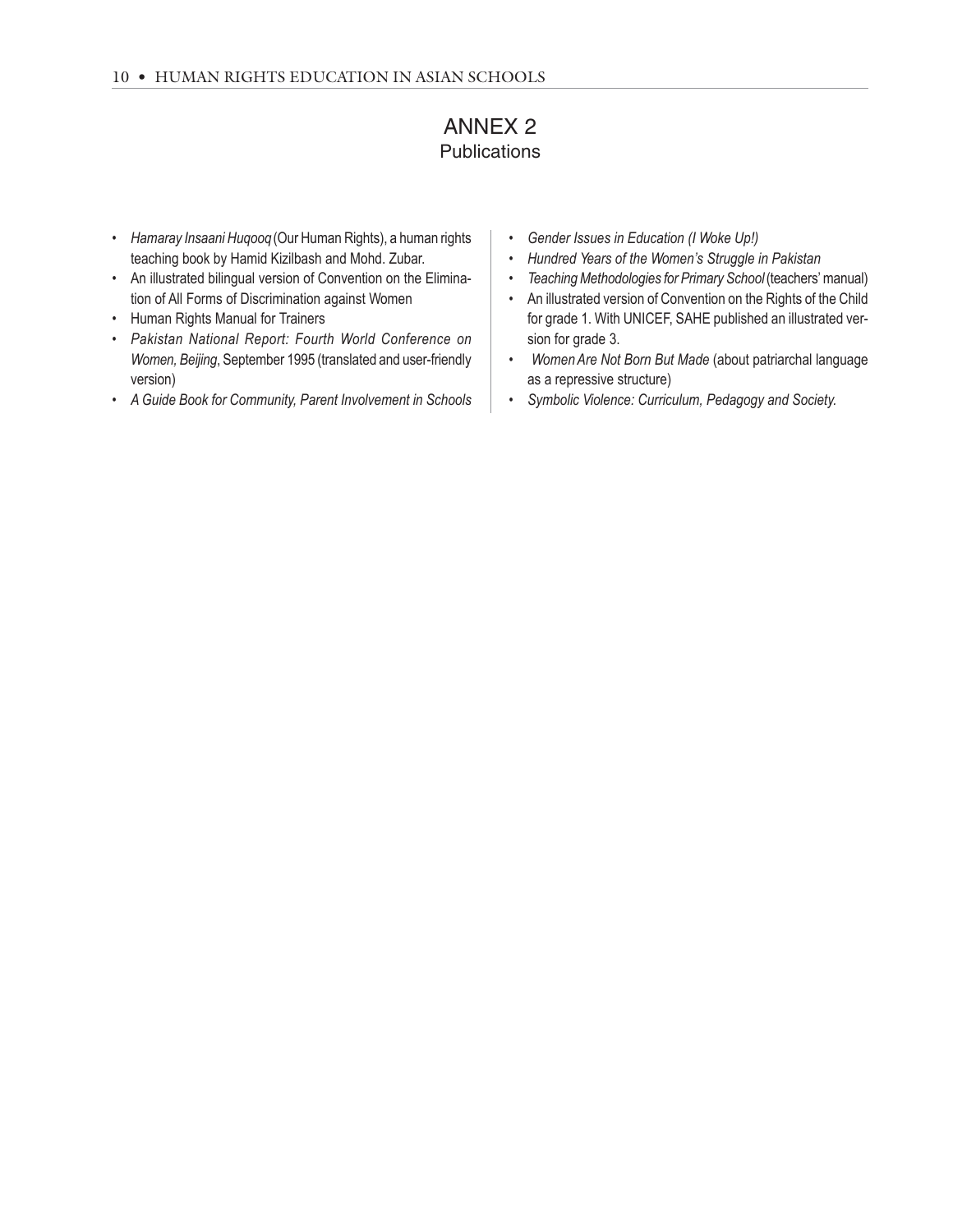# ANNEX 2

## Publications

- *Hamaray Insaani Huqooq* (Our Human Rights), a human rights teaching book by Hamid Kizilbash and Mohd. Zubar.
- An illustrated bilingual version of Convention on the Elimination of All Forms of Discrimination against Women
- Human Rights Manual for Trainers
- *Pakistan National Report: Fourth World Conference on Women, Beijing*, September 1995 (translated and user-friendly version)
- *A Guide Book for Community, Parent Involvement in Schools*
- *Gender Issues in Education (I Woke Up!)*
- *Hundred Years of the Women's Struggle in Pakistan*
- *Teaching Methodologies for Primary School* (teachers' manual)
- An illustrated version of Convention on the Rights of the Child for grade 1. With UNICEF, SAHE published an illustrated version for grade 3.
- *Women Are Not Born But Made* (about patriarchal language as a repressive structure)
- *Symbolic Violence: Curriculum, Pedagogy and Society.*